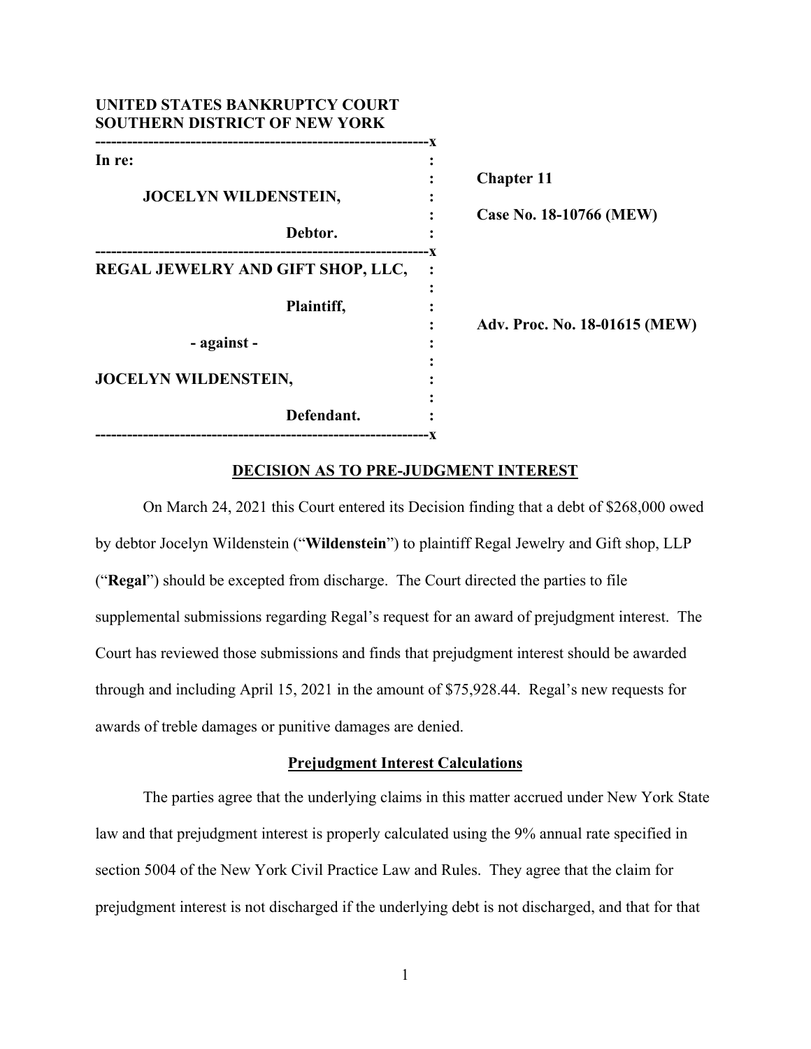**UNITED STATES BANKRUPTCY COURT**
**SOUTHERN DISTRICT OF NEW YORK**

| | | |
|---|---|---|
| **In re:** | : | |
| **JOCELYN WILDENSTEIN,** | : | **Chapter 11** |
| **Debtor.** | : | **Case No. 18-10766 (MEW)** |
| **REGAL JEWELRY AND GIFT SHOP, LLC,** | : | |
| **Plaintiff,** | : | |
| **- against -** | : | **Adv. Proc. No. 18-01615 (MEW)** |
| **JOCELYN WILDENSTEIN,** | : | |
| **Defendant.** | : | |

## DECISION AS TO PRE-JUDGMENT INTEREST

On March 24, 2021 this Court entered its Decision finding that a debt of $268,000 owed by debtor Jocelyn Wildenstein ("**Wildenstein**") to plaintiff Regal Jewelry and Gift shop, LLP ("**Regal**") should be excepted from discharge. The Court directed the parties to file supplemental submissions regarding Regal's request for an award of prejudgment interest. The Court has reviewed those submissions and finds that prejudgment interest should be awarded through and including April 15, 2021 in the amount of $75,928.44. Regal's new requests for awards of treble damages or punitive damages are denied.

### Prejudgment Interest Calculations

The parties agree that the underlying claims in this matter accrued under New York State law and that prejudgment interest is properly calculated using the 9% annual rate specified in section 5004 of the New York Civil Practice Law and Rules. They agree that the claim for prejudgment interest is not discharged if the underlying debt is not discharged, and that for that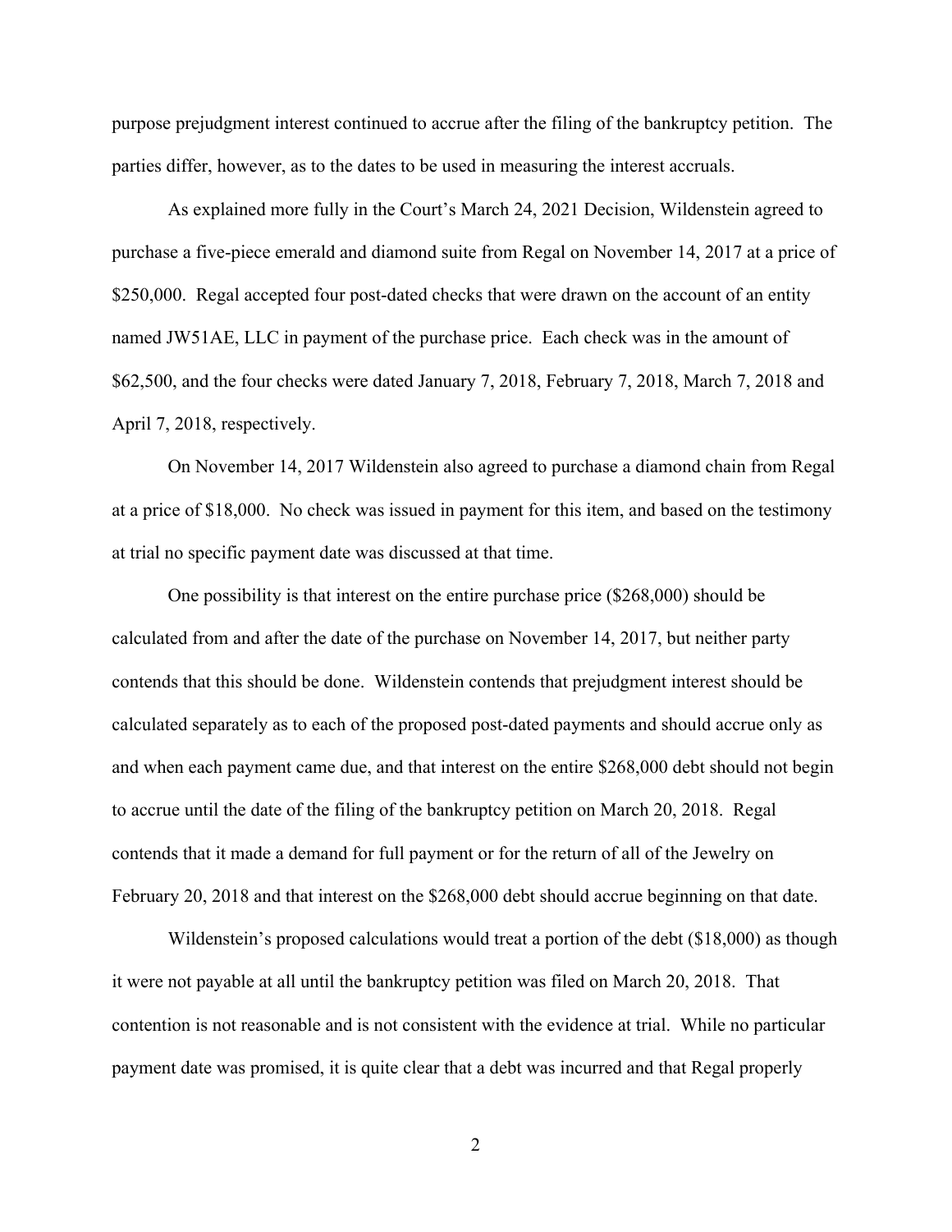purpose prejudgment interest continued to accrue after the filing of the bankruptcy petition. The parties differ, however, as to the dates to be used in measuring the interest accruals.

As explained more fully in the Court's March 24, 2021 Decision, Wildenstein agreed to purchase a five-piece emerald and diamond suite from Regal on November 14, 2017 at a price of \$250,000. Regal accepted four post-dated checks that were drawn on the account of an entity named JW51AE, LLC in payment of the purchase price. Each check was in the amount of \$62,500, and the four checks were dated January 7, 2018, February 7, 2018, March 7, 2018 and April 7, 2018, respectively.

On November 14, 2017 Wildenstein also agreed to purchase a diamond chain from Regal at a price of \$18,000. No check was issued in payment for this item, and based on the testimony at trial no specific payment date was discussed at that time.

One possibility is that interest on the entire purchase price (\$268,000) should be calculated from and after the date of the purchase on November 14, 2017, but neither party contends that this should be done. Wildenstein contends that prejudgment interest should be calculated separately as to each of the proposed post-dated payments and should accrue only as and when each payment came due, and that interest on the entire \$268,000 debt should not begin to accrue until the date of the filing of the bankruptcy petition on March 20, 2018. Regal contends that it made a demand for full payment or for the return of all of the Jewelry on February 20, 2018 and that interest on the \$268,000 debt should accrue beginning on that date.

Wildenstein's proposed calculations would treat a portion of the debt (\$18,000) as though it were not payable at all until the bankruptcy petition was filed on March 20, 2018. That contention is not reasonable and is not consistent with the evidence at trial. While no particular payment date was promised, it is quite clear that a debt was incurred and that Regal properly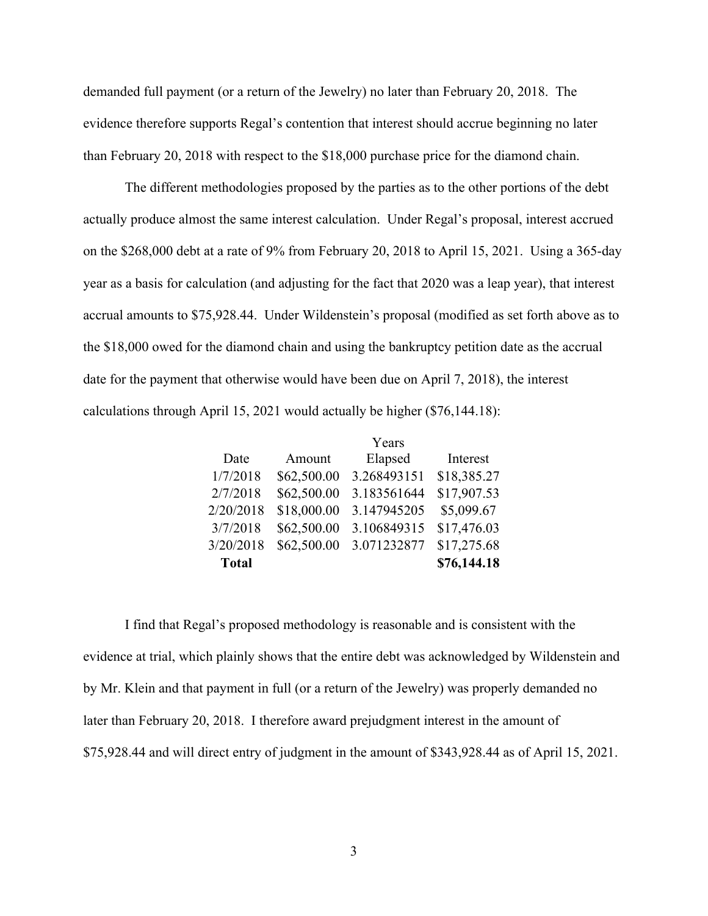demanded full payment (or a return of the Jewelry) no later than February 20, 2018. The evidence therefore supports Regal's contention that interest should accrue beginning no later than February 20, 2018 with respect to the $18,000 purchase price for the diamond chain.

The different methodologies proposed by the parties as to the other portions of the debt actually produce almost the same interest calculation. Under Regal's proposal, interest accrued on the $268,000 debt at a rate of 9% from February 20, 2018 to April 15, 2021. Using a 365-day year as a basis for calculation (and adjusting for the fact that 2020 was a leap year), that interest accrual amounts to $75,928.44. Under Wildenstein's proposal (modified as set forth above as to the $18,000 owed for the diamond chain and using the bankruptcy petition date as the accrual date for the payment that otherwise would have been due on April 7, 2018), the interest calculations through April 15, 2021 would actually be higher ($76,144.18):

| Date | Amount | Years Elapsed | Interest |
|---|---|---|---|
| 1/7/2018 | $62,500.00 | 3.268493151 | $18,385.27 |
| 2/7/2018 | $62,500.00 | 3.183561644 | $17,907.53 |
| 2/20/2018 | $18,000.00 | 3.147945205 | $5,099.67 |
| 3/7/2018 | $62,500.00 | 3.106849315 | $17,476.03 |
| 3/20/2018 | $62,500.00 | 3.071232877 | $17,275.68 |
| **Total** | | | **$76,144.18** |

I find that Regal's proposed methodology is reasonable and is consistent with the evidence at trial, which plainly shows that the entire debt was acknowledged by Wildenstein and by Mr. Klein and that payment in full (or a return of the Jewelry) was properly demanded no later than February 20, 2018. I therefore award prejudgment interest in the amount of $75,928.44 and will direct entry of judgment in the amount of $343,928.44 as of April 15, 2021.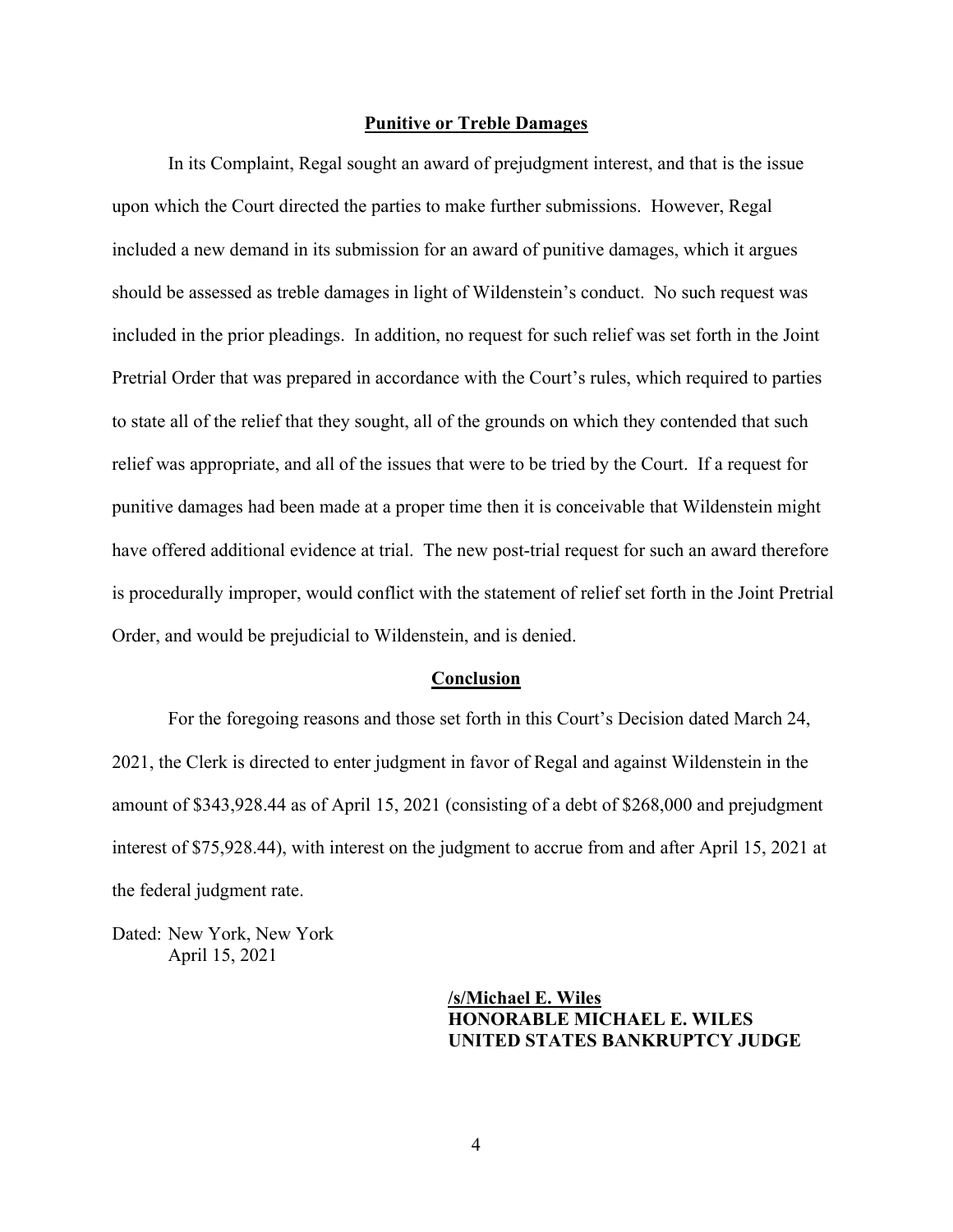## Punitive or Treble Damages

In its Complaint, Regal sought an award of prejudgment interest, and that is the issue upon which the Court directed the parties to make further submissions. However, Regal included a new demand in its submission for an award of punitive damages, which it argues should be assessed as treble damages in light of Wildenstein's conduct. No such request was included in the prior pleadings. In addition, no request for such relief was set forth in the Joint Pretrial Order that was prepared in accordance with the Court's rules, which required to parties to state all of the relief that they sought, all of the grounds on which they contended that such relief was appropriate, and all of the issues that were to be tried by the Court. If a request for punitive damages had been made at a proper time then it is conceivable that Wildenstein might have offered additional evidence at trial. The new post-trial request for such an award therefore is procedurally improper, would conflict with the statement of relief set forth in the Joint Pretrial Order, and would be prejudicial to Wildenstein, and is denied.

## Conclusion

For the foregoing reasons and those set forth in this Court's Decision dated March 24, 2021, the Clerk is directed to enter judgment in favor of Regal and against Wildenstein in the amount of $343,928.44 as of April 15, 2021 (consisting of a debt of $268,000 and prejudgment interest of $75,928.44), with interest on the judgment to accrue from and after April 15, 2021 at the federal judgment rate.

Dated: New York, New York
April 15, 2021

**/s/Michael E. Wiles**
**HONORABLE MICHAEL E. WILES**
**UNITED STATES BANKRUPTCY JUDGE**